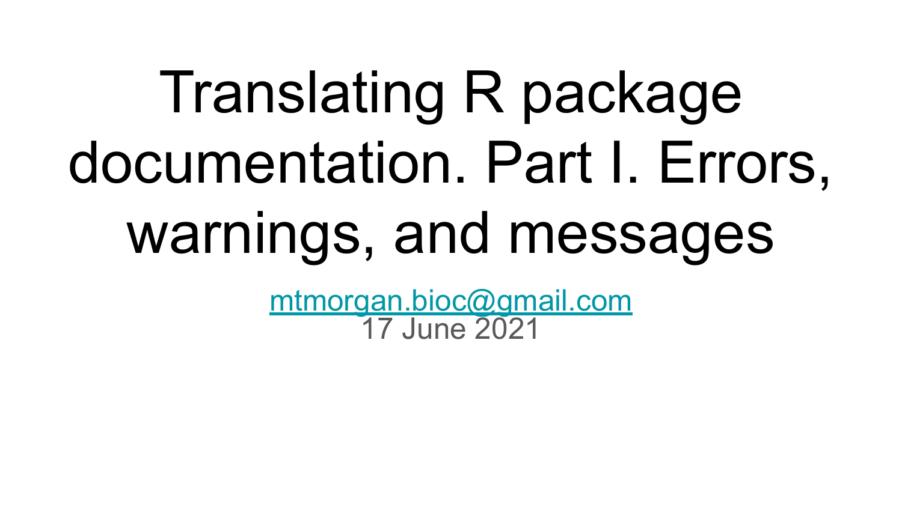# Translating R package documentation. Part I. Errors, warnings, and messages

mtmorgan.bioc@gmail.com

17 June 2021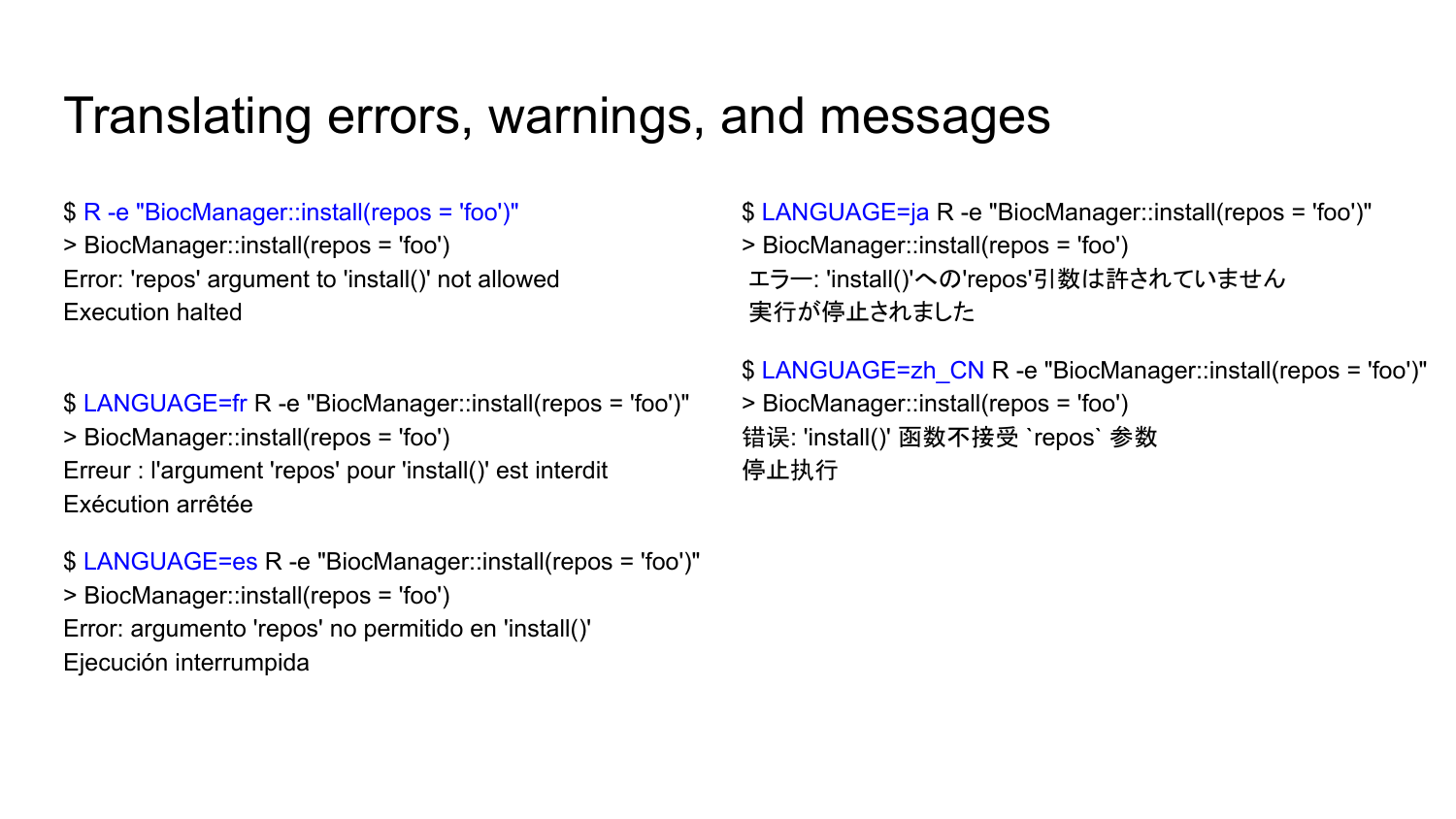# Translating errors, warnings, and messages

```
$ R -e "BiocManager::install(repos = 'foo')"
> BiocManager::install(repos = 'foo')
Error: 'repos' argument to 'install()' not allowed
Execution halted
```

```
$ LANGUAGE=fr R -e "BiocManager::install(repos = 'foo')"
> BiocManager::install(repos = 'foo')
Erreur : l'argument 'repos' pour 'install()' est interdit
Exécution arrêtée
```

```
$ LANGUAGE=es R -e "BiocManager::install(repos = 'foo')"
> BiocManager::install(repos = 'foo')
Error: argumento 'repos' no permitido en 'install()'
Ejecución interrumpida
```

```
$ LANGUAGE=ja R -e "BiocManager::install(repos = 'foo')"
> BiocManager::install(repos = 'foo')
 エラー: 'install()'への'repos'引数は許されていません
 実行が停止されました
```

```
$ LANGUAGE=zh_CN R -e "BiocManager::install(repos = 'foo')"
> BiocManager::install(repos = 'foo')
错误: 'install()' 函数不接受 `repos` 参数
停止执行
```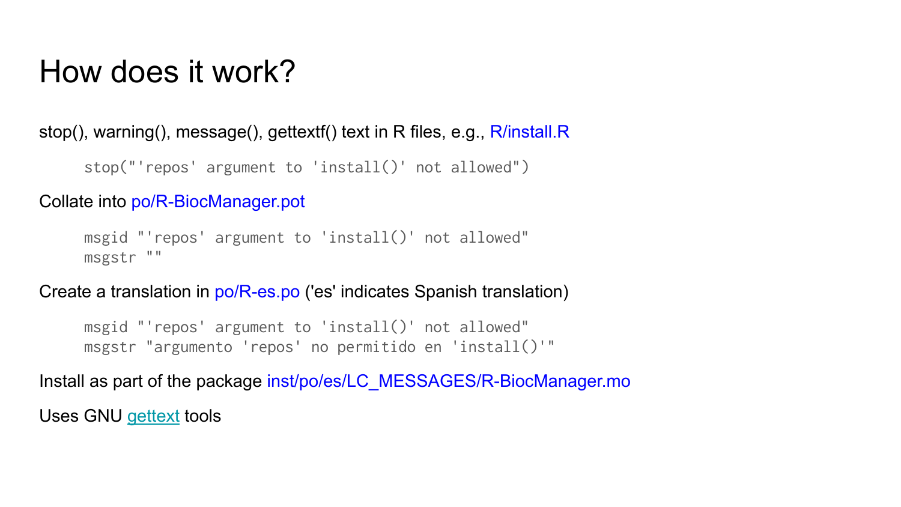# How does it work?

stop(), warning(), message(), gettextf() text in R files, e.g., R/install.R

```
stop("'repos' argument to 'install()' not allowed")
```

Collate into po/R-BiocManager.pot

```
msgid "'repos' argument to 'install()' not allowed"
msgstr ""
```

Create a translation in po/R-es.po ('es' indicates Spanish translation)

```
msgid "'repos' argument to 'install()' not allowed"
msgstr "argumento 'repos' no permitido en 'install()'"
```

Install as part of the package inst/po/es/LC_MESSAGES/R-BiocManager.mo

Uses GNU gettext tools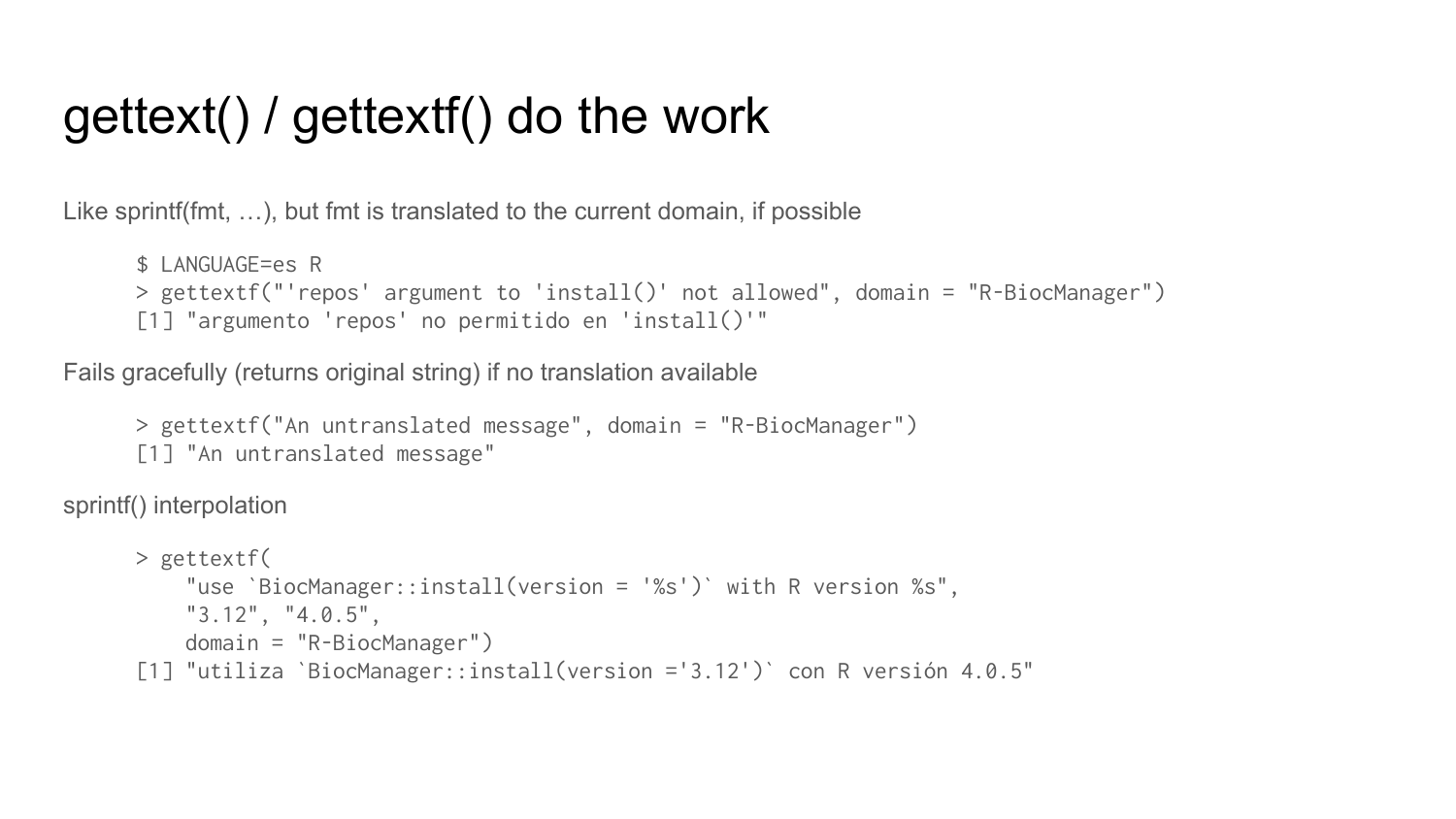# gettext() / gettextf() do the work

Like sprintf(fmt, …), but fmt is translated to the current domain, if possible

```
$ LANGUAGE=es R
> gettextf("'repos' argument to 'install()' not allowed", domain = "R-BiocManager")
[1] "argumento 'repos' no permitido en 'install()'"
```

Fails gracefully (returns original string) if no translation available

```
> gettextf("An untranslated message", domain = "R-BiocManager")
[1] "An untranslated message"
```

sprintf() interpolation

```
> gettextf(
    "use `BiocManager::install(version = '%s')` with R version %s",
    "3.12", "4.0.5",
    domain = "R-BiocManager")
[1] "utiliza `BiocManager::install(version ='3.12')` con R versión 4.0.5"
```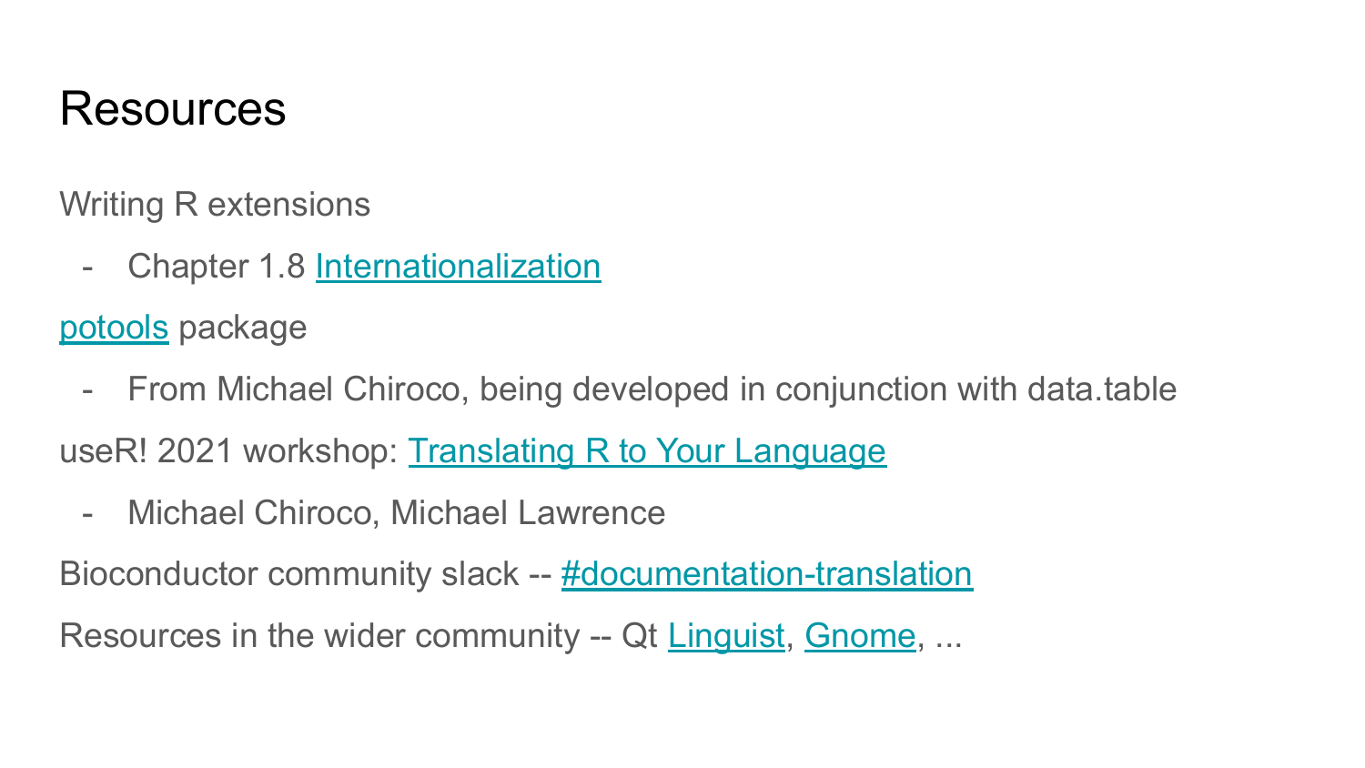# Resources

Writing R extensions

- Chapter 1.8 Internationalization

potools package

- From Michael Chiroco, being developed in conjunction with data.table

useR! 2021 workshop: Translating R to Your Language

- Michael Chiroco, Michael Lawrence

Bioconductor community slack -- #documentation-translation

Resources in the wider community -- Qt Linguist, Gnome, ...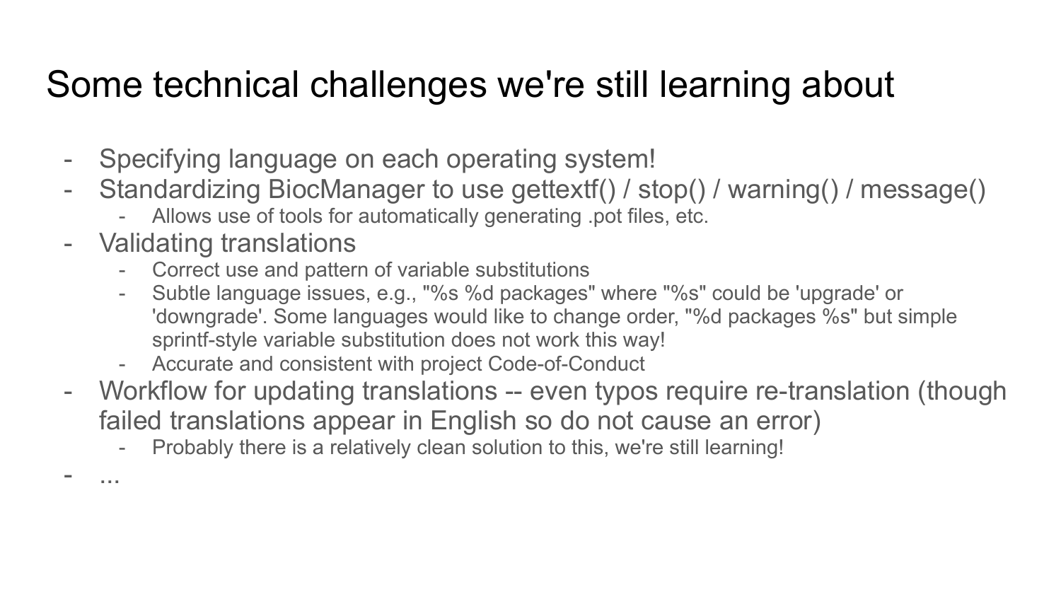# Some technical challenges we're still learning about

- Specifying language on each operating system!
- Standardizing BiocManager to use gettextf() / stop() / warning() / message()
  - Allows use of tools for automatically generating .pot files, etc.
- Validating translations
  - Correct use and pattern of variable substitutions
  - Subtle language issues, e.g., "%s %d packages" where "%s" could be 'upgrade' or 'downgrade'. Some languages would like to change order, "%d packages %s" but simple sprintf-style variable substitution does not work this way!
  - Accurate and consistent with project Code-of-Conduct
- Workflow for updating translations -- even typos require re-translation (though failed translations appear in English so do not cause an error)
  - Probably there is a relatively clean solution to this, we're still learning!
- ...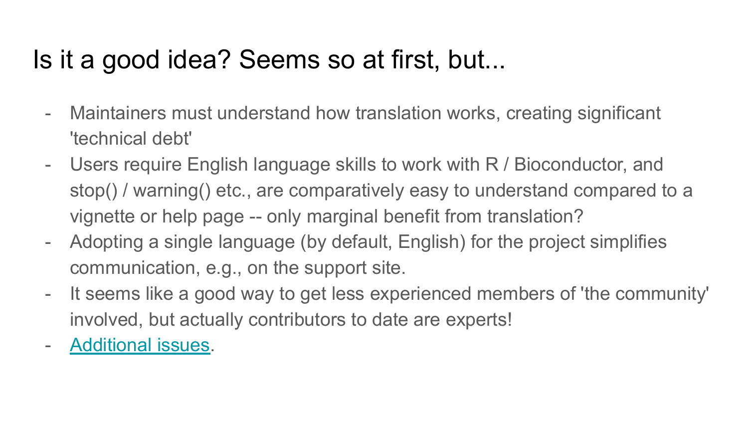# Is it a good idea? Seems so at first, but...

- Maintainers must understand how translation works, creating significant 'technical debt'
- Users require English language skills to work with R / Bioconductor, and stop() / warning() etc., are comparatively easy to understand compared to a vignette or help page -- only marginal benefit from translation?
- Adopting a single language (by default, English) for the project simplifies communication, e.g., on the support site.
- It seems like a good way to get less experienced members of 'the community' involved, but actually contributors to date are experts!
- Additional issues.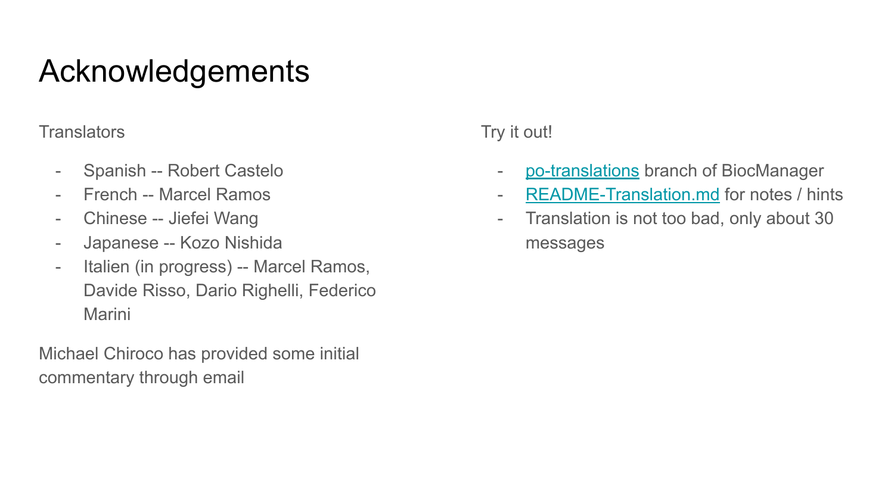# Acknowledgements

Translators

- Spanish -- Robert Castelo
- French -- Marcel Ramos
- Chinese -- Jiefei Wang
- Japanese -- Kozo Nishida
- Italien (in progress) -- Marcel Ramos, Davide Risso, Dario Righelli, Federico Marini

Michael Chiroco has provided some initial commentary through email

Try it out!

- po-translations branch of BiocManager
- README-Translation.md for notes / hints
- Translation is not too bad, only about 30 messages